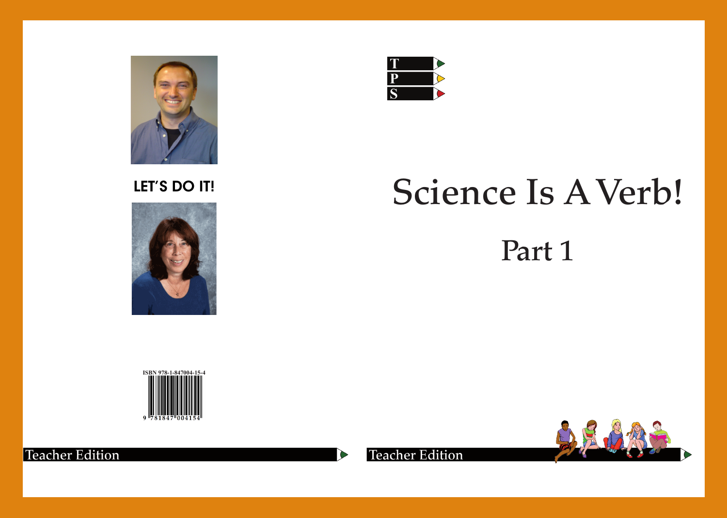T
P
S

# Science Is A Verb!

## Part 1

Teacher Edition

LET'S DO IT!

ISBN 978-1-847004-15-4

9 781847 004154

Teacher Edition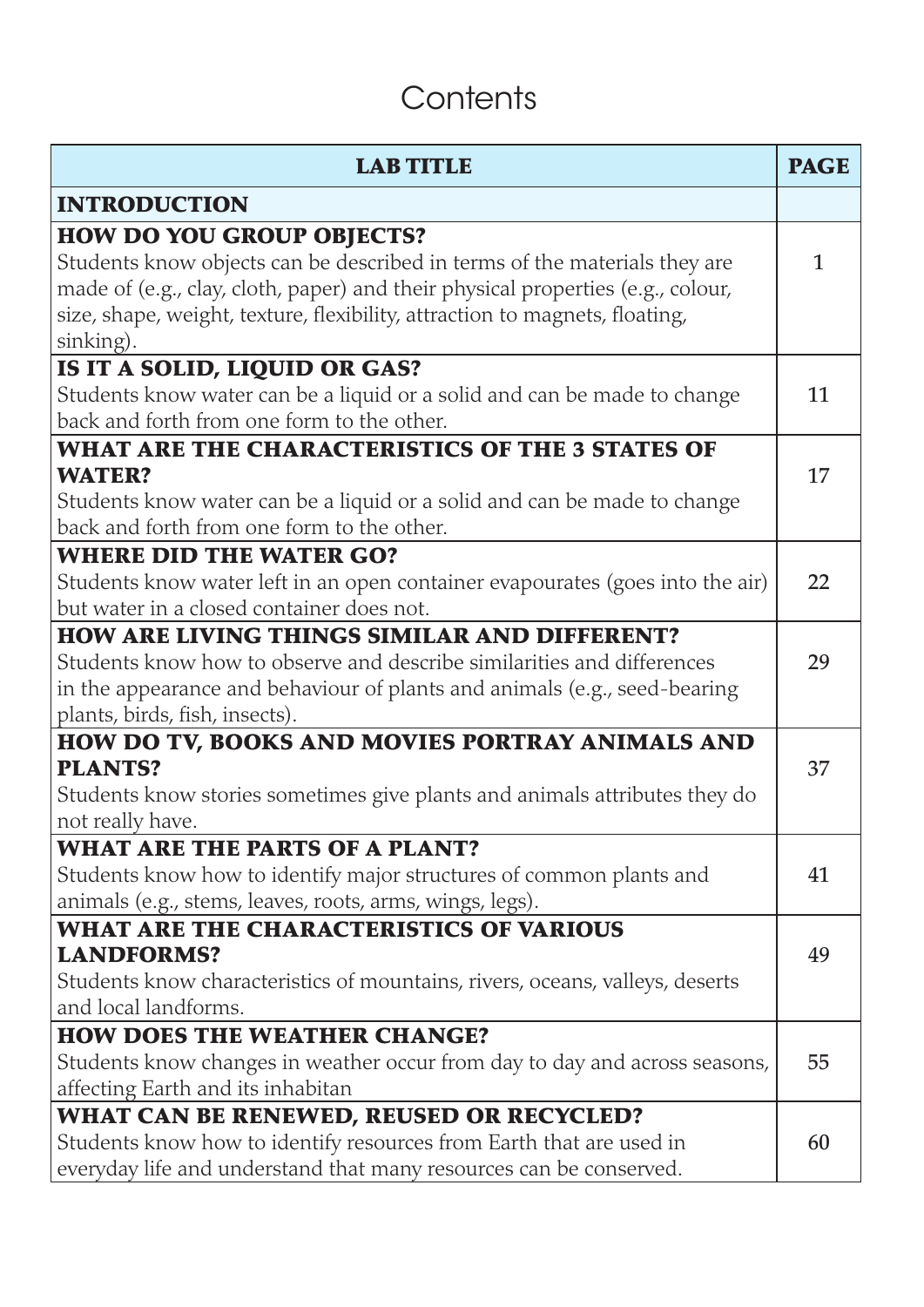# Contents

| LAB TITLE | PAGE |
|---|---|
| **INTRODUCTION** | |
| **HOW DO YOU GROUP OBJECTS?** Students know objects can be described in terms of the materials they are made of (e.g., clay, cloth, paper) and their physical properties (e.g., colour, size, shape, weight, texture, flexibility, attraction to magnets, floating, sinking). | 1 |
| **IS IT A SOLID, LIQUID OR GAS?** Students know water can be a liquid or a solid and can be made to change back and forth from one form to the other. | 11 |
| **WHAT ARE THE CHARACTERISTICS OF THE 3 STATES OF WATER?** Students know water can be a liquid or a solid and can be made to change back and forth from one form to the other. | 17 |
| **WHERE DID THE WATER GO?** Students know water left in an open container evapourates (goes into the air) but water in a closed container does not. | 22 |
| **HOW ARE LIVING THINGS SIMILAR AND DIFFERENT?** Students know how to observe and describe similarities and differences in the appearance and behaviour of plants and animals (e.g., seed-bearing plants, birds, fish, insects). | 29 |
| **HOW DO TV, BOOKS AND MOVIES PORTRAY ANIMALS AND PLANTS?** Students know stories sometimes give plants and animals attributes they do not really have. | 37 |
| **WHAT ARE THE PARTS OF A PLANT?** Students know how to identify major structures of common plants and animals (e.g., stems, leaves, roots, arms, wings, legs). | 41 |
| **WHAT ARE THE CHARACTERISTICS OF VARIOUS LANDFORMS?** Students know characteristics of mountains, rivers, oceans, valleys, deserts and local landforms. | 49 |
| **HOW DOES THE WEATHER CHANGE?** Students know changes in weather occur from day to day and across seasons, affecting Earth and its inhabitan | 55 |
| **WHAT CAN BE RENEWED, REUSED OR RECYCLED?** Students know how to identify resources from Earth that are used in everyday life and understand that many resources can be conserved. | 60 |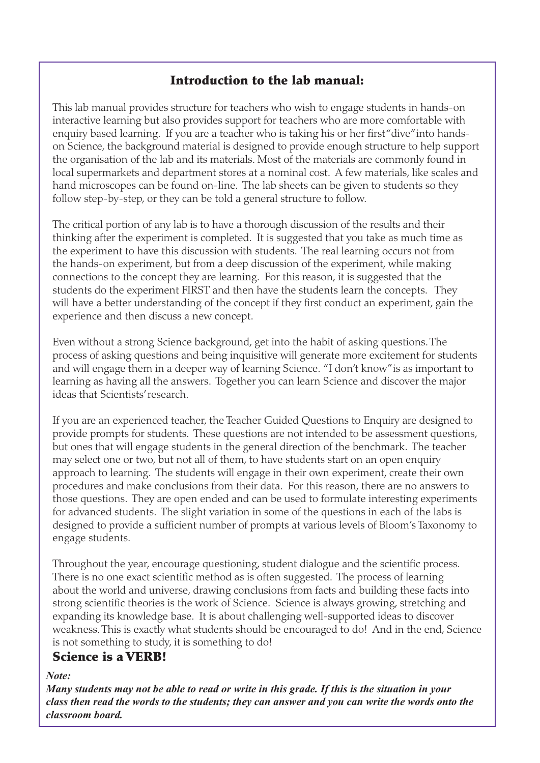## Introduction to the lab manual:

This lab manual provides structure for teachers who wish to engage students in hands-on interactive learning but also provides support for teachers who are more comfortable with enquiry based learning. If you are a teacher who is taking his or her first "dive" into hands-on Science, the background material is designed to provide enough structure to help support the organisation of the lab and its materials. Most of the materials are commonly found in local supermarkets and department stores at a nominal cost. A few materials, like scales and hand microscopes can be found on-line. The lab sheets can be given to students so they follow step-by-step, or they can be told a general structure to follow.

The critical portion of any lab is to have a thorough discussion of the results and their thinking after the experiment is completed. It is suggested that you take as much time as the experiment to have this discussion with students. The real learning occurs not from the hands-on experiment, but from a deep discussion of the experiment, while making connections to the concept they are learning. For this reason, it is suggested that the students do the experiment FIRST and then have the students learn the concepts. They will have a better understanding of the concept if they first conduct an experiment, gain the experience and then discuss a new concept.

Even without a strong Science background, get into the habit of asking questions. The process of asking questions and being inquisitive will generate more excitement for students and will engage them in a deeper way of learning Science. "I don't know" is as important to learning as having all the answers. Together you can learn Science and discover the major ideas that Scientists' research.

If you are an experienced teacher, the Teacher Guided Questions to Enquiry are designed to provide prompts for students. These questions are not intended to be assessment questions, but ones that will engage students in the general direction of the benchmark. The teacher may select one or two, but not all of them, to have students start on an open enquiry approach to learning. The students will engage in their own experiment, create their own procedures and make conclusions from their data. For this reason, there are no answers to those questions. They are open ended and can be used to formulate interesting experiments for advanced students. The slight variation in some of the questions in each of the labs is designed to provide a sufficient number of prompts at various levels of Bloom's Taxonomy to engage students.

Throughout the year, encourage questioning, student dialogue and the scientific process. There is no one exact scientific method as is often suggested. The process of learning about the world and universe, drawing conclusions from facts and building these facts into strong scientific theories is the work of Science. Science is always growing, stretching and expanding its knowledge base. It is about challenging well-supported ideas to discover weakness. This is exactly what students should be encouraged to do! And in the end, Science is not something to study, it is something to do!

**Science is a VERB!**

***Note:***

***Many students may not be able to read or write in this grade. If this is the situation in your class then read the words to the students; they can answer and you can write the words onto the classroom board.***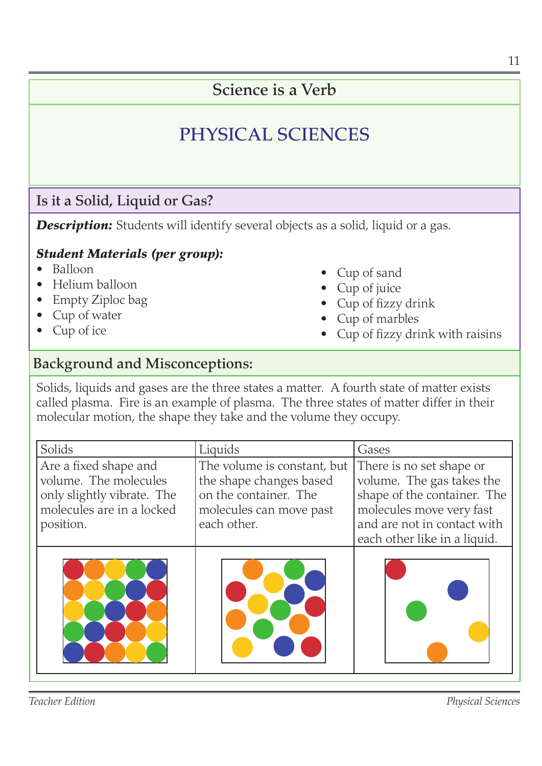## Science is a Verb

# PHYSICAL SCIENCES

## Is it a Solid, Liquid or Gas?

***Description:*** Students will identify several objects as a solid, liquid or a gas.

***Student Materials (per group):***

- Balloon
- Helium balloon
- Empty Ziploc bag
- Cup of water
- Cup of ice
- Cup of sand
- Cup of juice
- Cup of fizzy drink
- Cup of marbles
- Cup of fizzy drink with raisins

## Background and Misconceptions:

Solids, liquids and gases are the three states a matter. A fourth state of matter exists called plasma. Fire is an example of plasma. The three states of matter differ in their molecular motion, the shape they take and the volume they occupy.

| Solids | Liquids | Gases |
| --- | --- | --- |
| Are a fixed shape and volume. The molecules only slightly vibrate. The molecules are in a locked position. | The volume is constant, but the shape changes based on the container. The molecules can move past each other. | There is no set shape or volume. The gas takes the shape of the container. The molecules move very fast and are not in contact with each other like in a liquid. |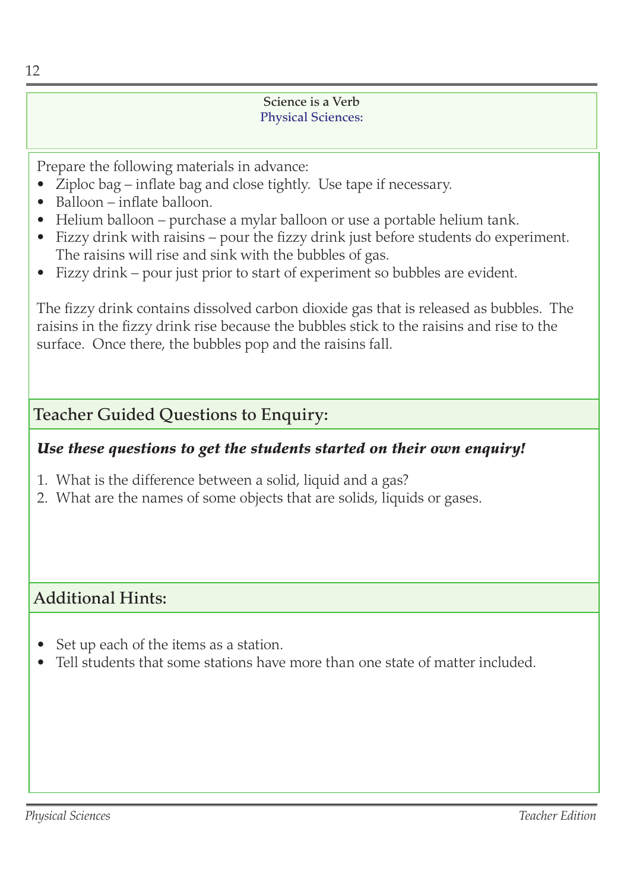**Science is a Verb**
**Physical Sciences:**

Prepare the following materials in advance:

- Ziploc bag – inflate bag and close tightly. Use tape if necessary.
- Balloon – inflate balloon.
- Helium balloon – purchase a mylar balloon or use a portable helium tank.
- Fizzy drink with raisins – pour the fizzy drink just before students do experiment. The raisins will rise and sink with the bubbles of gas.
- Fizzy drink – pour just prior to start of experiment so bubbles are evident.

The fizzy drink contains dissolved carbon dioxide gas that is released as bubbles. The raisins in the fizzy drink rise because the bubbles stick to the raisins and rise to the surface. Once there, the bubbles pop and the raisins fall.

## Teacher Guided Questions to Enquiry:

***Use these questions to get the students started on their own enquiry!***

1. What is the difference between a solid, liquid and a gas?
2. What are the names of some objects that are solids, liquids or gases.

## Additional Hints:

- Set up each of the items as a station.
- Tell students that some stations have more than one state of matter included.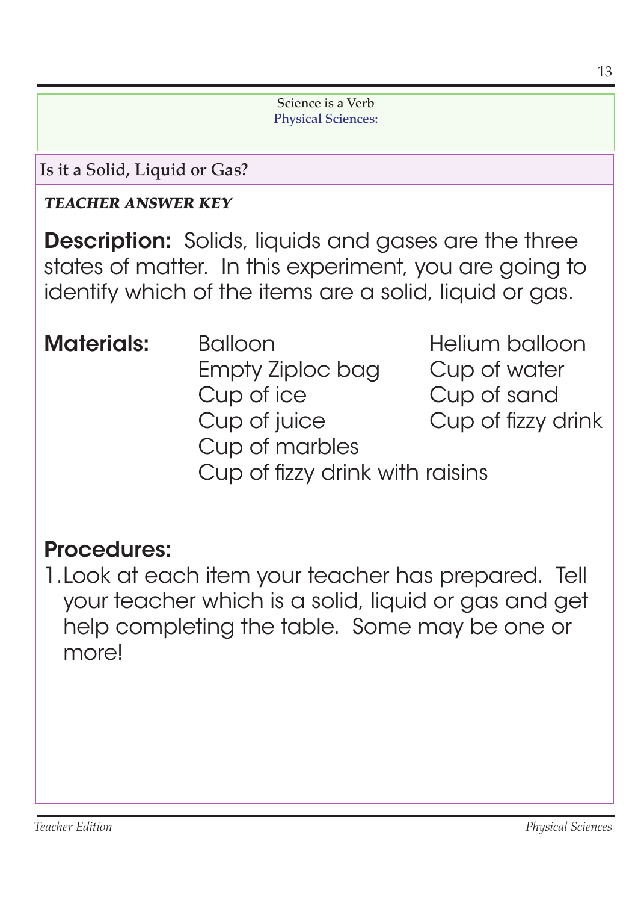Science is a Verb
Physical Sciences:

## Is it a Solid, Liquid or Gas?

***TEACHER ANSWER KEY***

**Description:** Solids, liquids and gases are the three states of matter. In this experiment, you are going to identify which of the items are a solid, liquid or gas.

**Materials:**

- Balloon
- Helium balloon
- Empty Ziploc bag
- Cup of water
- Cup of ice
- Cup of sand
- Cup of juice
- Cup of fizzy drink
- Cup of marbles
- Cup of fizzy drink with raisins

## Procedures:

1. Look at each item your teacher has prepared. Tell your teacher which is a solid, liquid or gas and get help completing the table. Some may be one or more!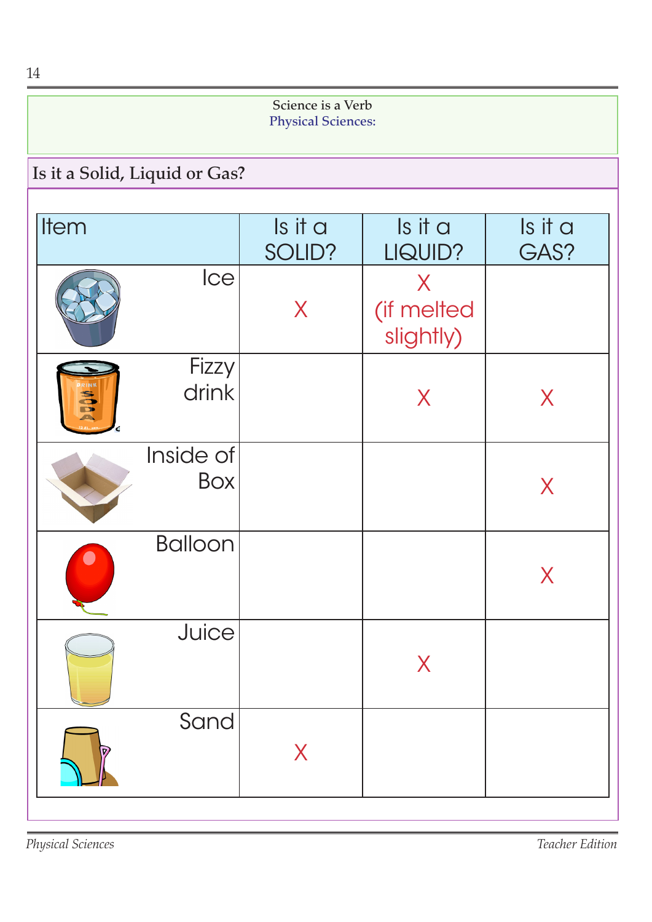Science is a Verb
Physical Sciences:

## Is it a Solid, Liquid or Gas?

| Item | Is it a SOLID? | Is it a LIQUID? | Is it a GAS? |
|---|---|---|---|
| Ice | X | X (if melted slightly) | |
| Fizzy drink | | X | X |
| Inside of Box | | | X |
| Balloon | | | X |
| Juice | | X | |
| Sand | X | | |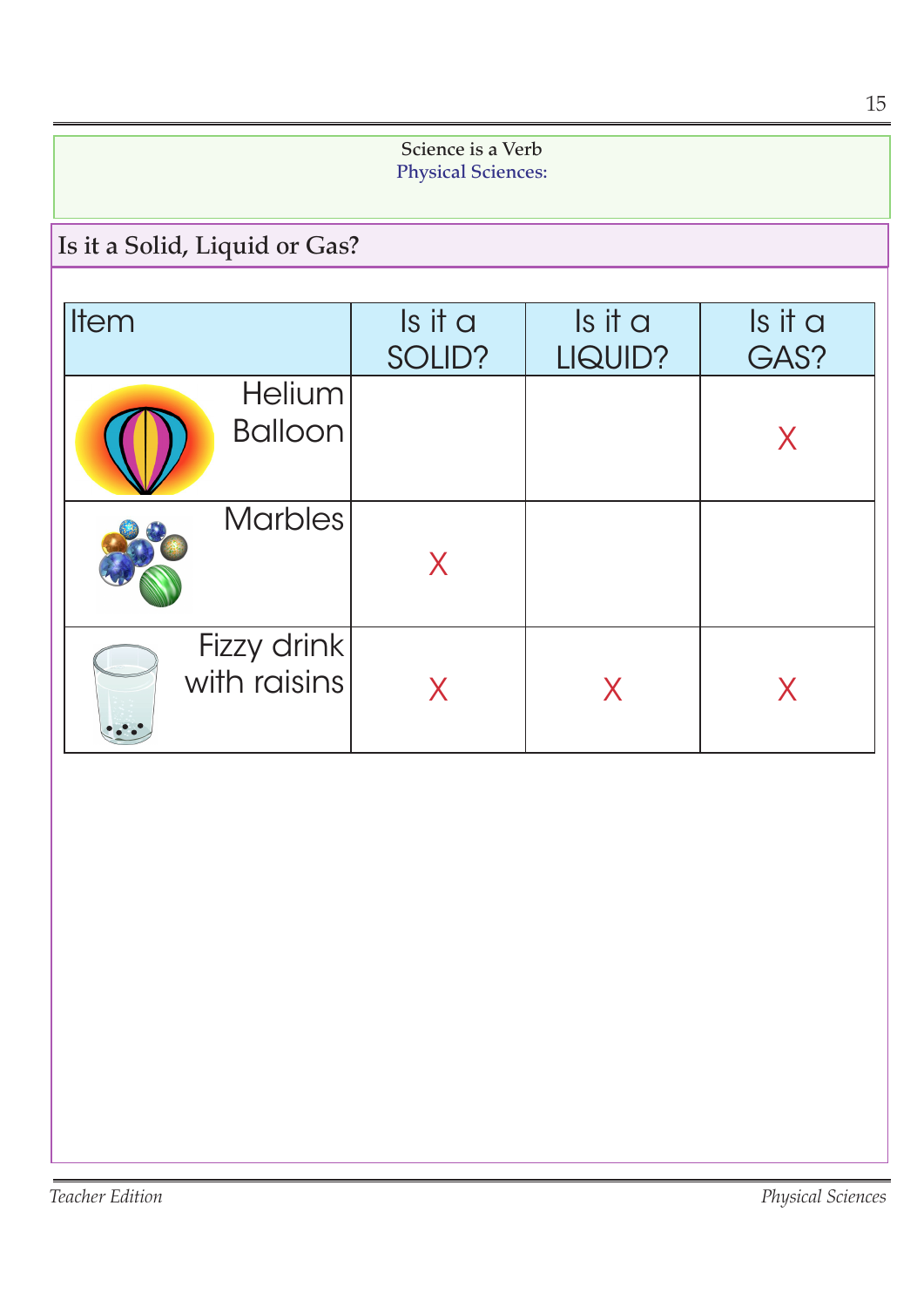Science is a Verb
Physical Sciences:

## Is it a Solid, Liquid or Gas?

| Item | Is it a SOLID? | Is it a LIQUID? | Is it a GAS? |
| --- | --- | --- | --- |
| Helium Balloon | | | X |
| Marbles | X | | |
| Fizzy drink with raisins | X | X | X |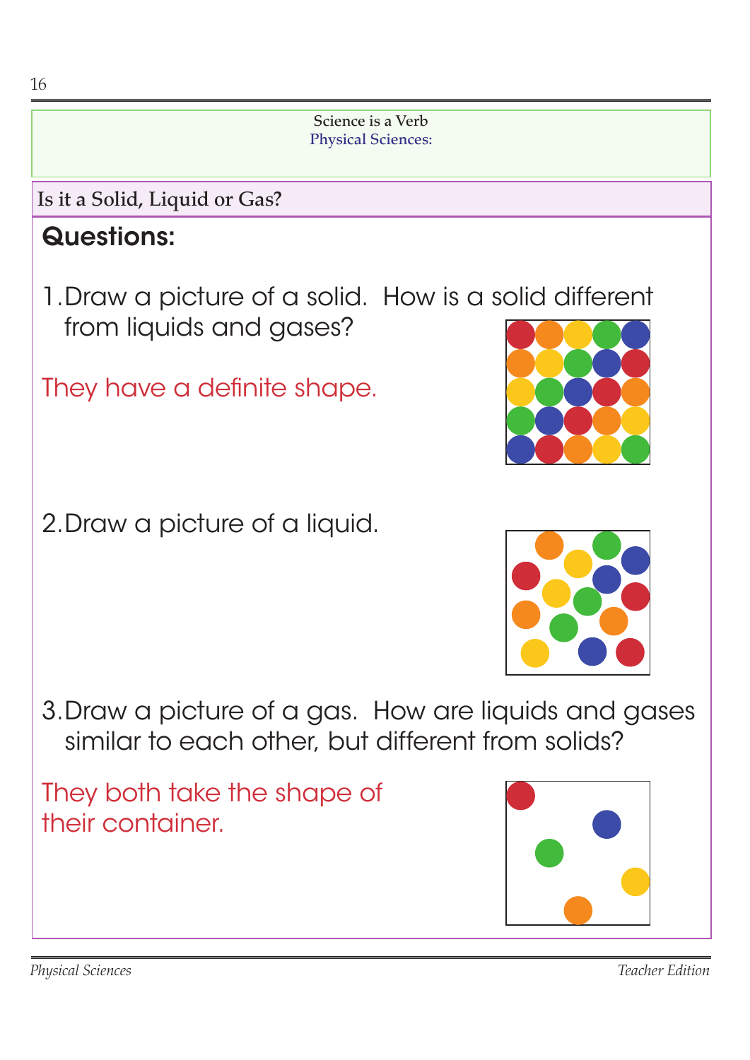Science is a Verb
Physical Sciences:

## Is it a Solid, Liquid or Gas?

## Questions:

1. Draw a picture of a solid. How is a solid different from liquids and gases?

They have a definite shape.

2. Draw a picture of a liquid.

3. Draw a picture of a gas. How are liquids and gases similar to each other, but different from solids?

They both take the shape of their container.